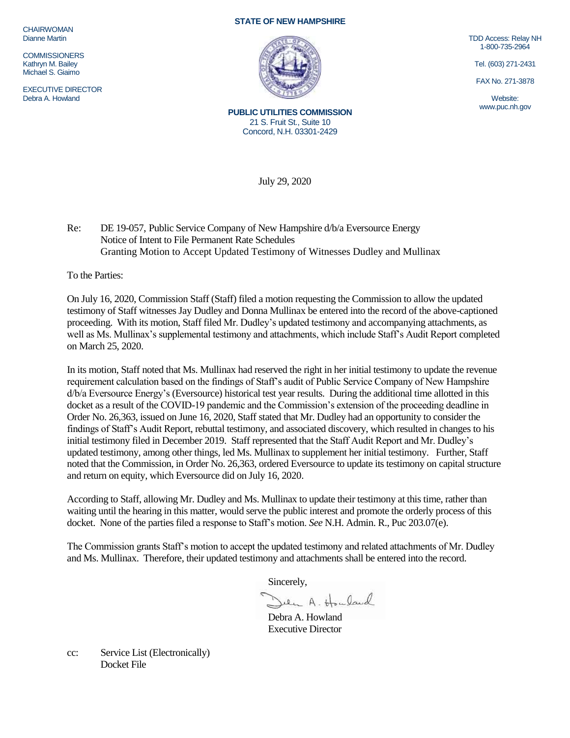CHAIRWOMAN
Dianne Martin

COMMISSIONERS
Kathryn M. Bailey
Michael S. Giaimo

EXECUTIVE DIRECTOR
Debra A. Howland

**STATE OF NEW HAMPSHIRE**

**PUBLIC UTILITIES COMMISSION**
21 S. Fruit St., Suite 10
Concord, N.H. 03301-2429

TDD Access: Relay NH
1-800-735-2964

Tel. (603) 271-2431

FAX No. 271-3878

Website:
www.puc.nh.gov

July 29, 2020

Re: DE 19-057, Public Service Company of New Hampshire d/b/a Eversource Energy
Notice of Intent to File Permanent Rate Schedules
Granting Motion to Accept Updated Testimony of Witnesses Dudley and Mullinax

To the Parties:

On July 16, 2020, Commission Staff (Staff) filed a motion requesting the Commission to allow the updated testimony of Staff witnesses Jay Dudley and Donna Mullinax be entered into the record of the above-captioned proceeding. With its motion, Staff filed Mr. Dudley's updated testimony and accompanying attachments, as well as Ms. Mullinax's supplemental testimony and attachments, which include Staff's Audit Report completed on March 25, 2020.

In its motion, Staff noted that Ms. Mullinax had reserved the right in her initial testimony to update the revenue requirement calculation based on the findings of Staff's audit of Public Service Company of New Hampshire d/b/a Eversource Energy's (Eversource) historical test year results. During the additional time allotted in this docket as a result of the COVID-19 pandemic and the Commission's extension of the proceeding deadline in Order No. 26,363, issued on June 16, 2020, Staff stated that Mr. Dudley had an opportunity to consider the findings of Staff's Audit Report, rebuttal testimony, and associated discovery, which resulted in changes to his initial testimony filed in December 2019. Staff represented that the Staff Audit Report and Mr. Dudley's updated testimony, among other things, led Ms. Mullinax to supplement her initial testimony. Further, Staff noted that the Commission, in Order No. 26,363, ordered Eversource to update its testimony on capital structure and return on equity, which Eversource did on July 16, 2020.

According to Staff, allowing Mr. Dudley and Ms. Mullinax to update their testimony at this time, rather than waiting until the hearing in this matter, would serve the public interest and promote the orderly process of this docket. None of the parties filed a response to Staff's motion. *See* N.H. Admin. R., Puc 203.07(e).

The Commission grants Staff's motion to accept the updated testimony and related attachments of Mr. Dudley and Ms. Mullinax. Therefore, their updated testimony and attachments shall be entered into the record.

Sincerely,

Debra A. Howland
Executive Director

cc: Service List (Electronically)
Docket File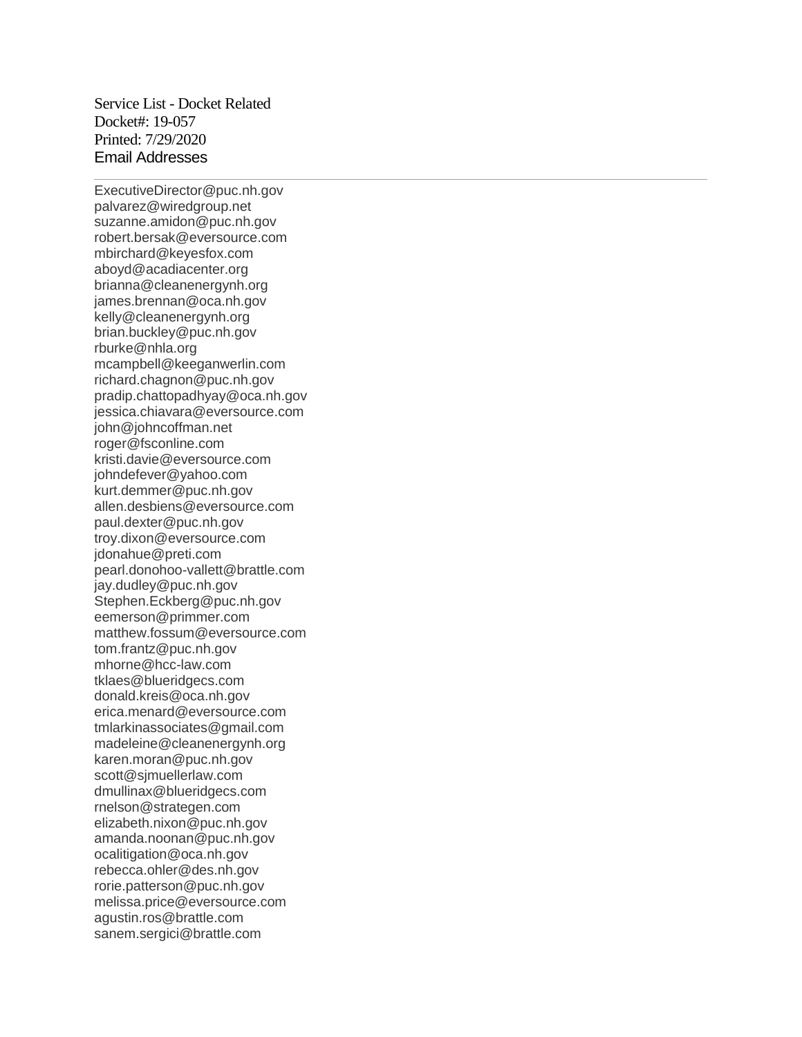Service List - Docket Related
Docket#: 19-057
Printed: 7/29/2020
Email Addresses

---

ExecutiveDirector@puc.nh.gov
palvarez@wiredgroup.net
suzanne.amidon@puc.nh.gov
robert.bersak@eversource.com
mbirchard@keyesfox.com
aboyd@acadiacenter.org
brianna@cleanenergynh.org
james.brennan@oca.nh.gov
kelly@cleanenergynh.org
brian.buckley@puc.nh.gov
rburke@nhla.org
mcampbell@keeganwerlin.com
richard.chagnon@puc.nh.gov
pradip.chattopadhyay@oca.nh.gov
jessica.chiavara@eversource.com
john@johncoffman.net
roger@fsconline.com
kristi.davie@eversource.com
johndefever@yahoo.com
kurt.demmer@puc.nh.gov
allen.desbiens@eversource.com
paul.dexter@puc.nh.gov
troy.dixon@eversource.com
jdonahue@preti.com
pearl.donohoo-vallett@brattle.com
jay.dudley@puc.nh.gov
Stephen.Eckberg@puc.nh.gov
eemerson@primmer.com
matthew.fossum@eversource.com
tom.frantz@puc.nh.gov
mhorne@hcc-law.com
tklaes@blueridgecs.com
donald.kreis@oca.nh.gov
erica.menard@eversource.com
tmlarkinassociates@gmail.com
madeleine@cleanenergynh.org
karen.moran@puc.nh.gov
scott@sjmuellerlaw.com
dmullinax@blueridgecs.com
rnelson@strategen.com
elizabeth.nixon@puc.nh.gov
amanda.noonan@puc.nh.gov
ocalitigation@oca.nh.gov
rebecca.ohler@des.nh.gov
rorie.patterson@puc.nh.gov
melissa.price@eversource.com
agustin.ros@brattle.com
sanem.sergici@brattle.com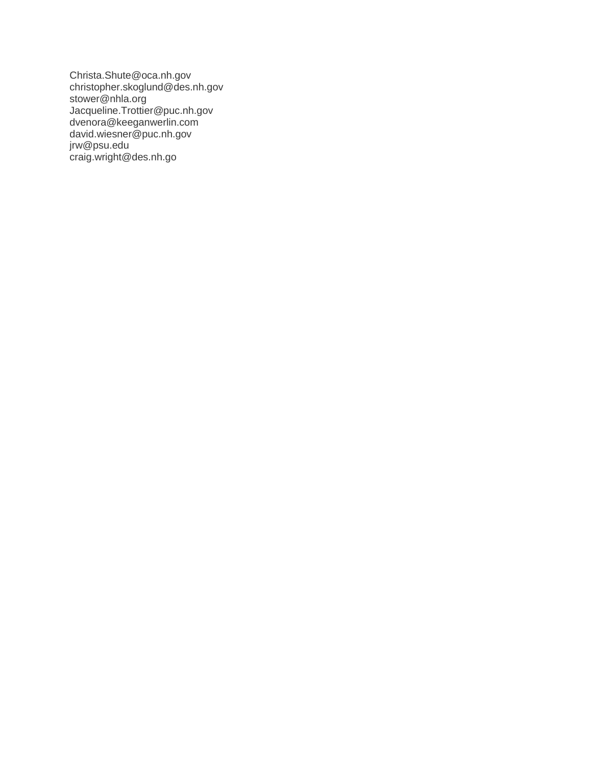Christa.Shute@oca.nh.gov
christopher.skoglund@des.nh.gov
stower@nhla.org
Jacqueline.Trottier@puc.nh.gov
dvenora@keeganwerlin.com
david.wiesner@puc.nh.gov
jrw@psu.edu
craig.wright@des.nh.go